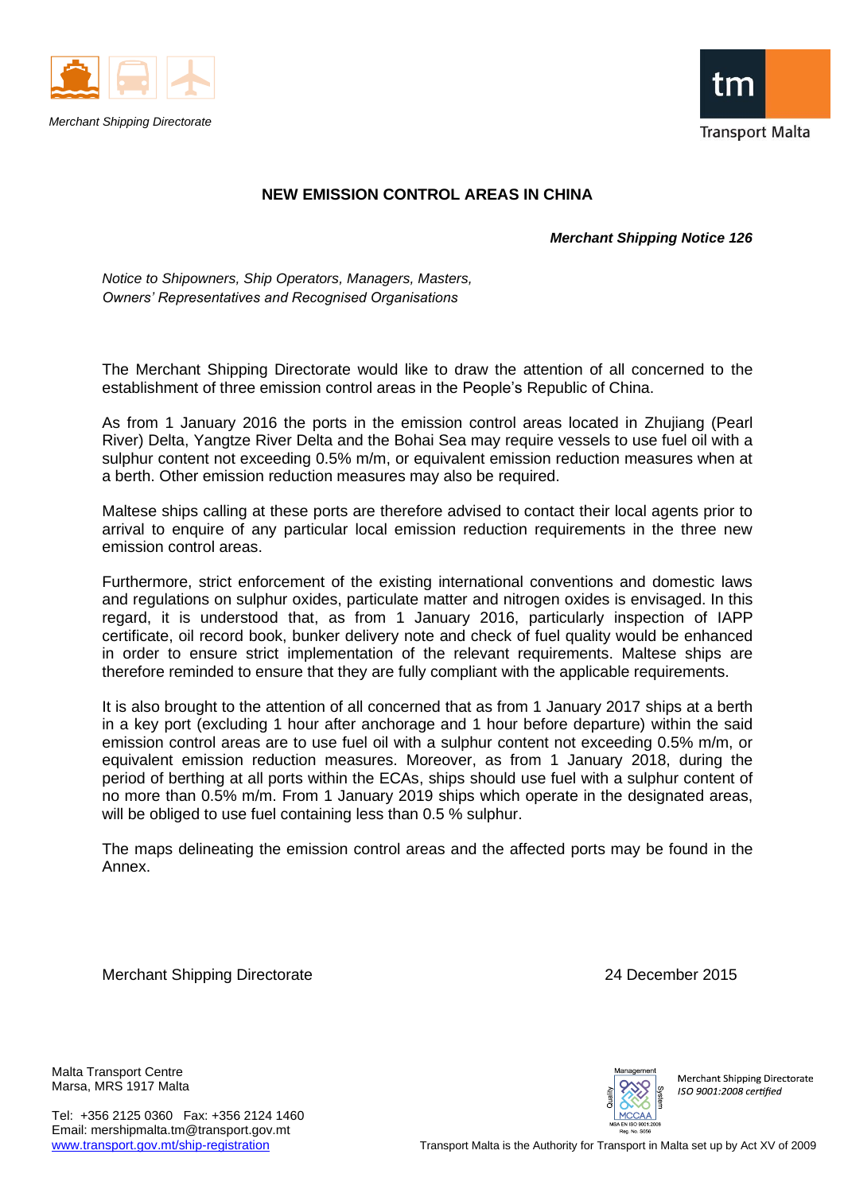Merchant Shipping Directorate

Transport Malta

# NEW EMISSION CONTROL AREAS IN CHINA

***Merchant Shipping Notice 126***

*Notice to Shipowners, Ship Operators, Managers, Masters, Owners' Representatives and Recognised Organisations*

The Merchant Shipping Directorate would like to draw the attention of all concerned to the establishment of three emission control areas in the People's Republic of China.

As from 1 January 2016 the ports in the emission control areas located in Zhujiang (Pearl River) Delta, Yangtze River Delta and the Bohai Sea may require vessels to use fuel oil with a sulphur content not exceeding 0.5% m/m, or equivalent emission reduction measures when at a berth. Other emission reduction measures may also be required.

Maltese ships calling at these ports are therefore advised to contact their local agents prior to arrival to enquire of any particular local emission reduction requirements in the three new emission control areas.

Furthermore, strict enforcement of the existing international conventions and domestic laws and regulations on sulphur oxides, particulate matter and nitrogen oxides is envisaged. In this regard, it is understood that, as from 1 January 2016, particularly inspection of IAPP certificate, oil record book, bunker delivery note and check of fuel quality would be enhanced in order to ensure strict implementation of the relevant requirements. Maltese ships are therefore reminded to ensure that they are fully compliant with the applicable requirements.

It is also brought to the attention of all concerned that as from 1 January 2017 ships at a berth in a key port (excluding 1 hour after anchorage and 1 hour before departure) within the said emission control areas are to use fuel oil with a sulphur content not exceeding 0.5% m/m, or equivalent emission reduction measures. Moreover, as from 1 January 2018, during the period of berthing at all ports within the ECAs, ships should use fuel with a sulphur content of no more than 0.5% m/m. From 1 January 2019 ships which operate in the designated areas, will be obliged to use fuel containing less than 0.5 % sulphur.

The maps delineating the emission control areas and the affected ports may be found in the Annex.

Merchant Shipping Directorate

24 December 2015

Malta Transport Centre
Marsa, MRS 1917 Malta

Tel: +356 2125 0360 Fax: +356 2124 1460
Email: mershipmalta.tm@transport.gov.mt
www.transport.gov.mt/ship-registration

Merchant Shipping Directorate
*ISO 9001:2008 certified*

Transport Malta is the Authority for Transport in Malta set up by Act XV of 2009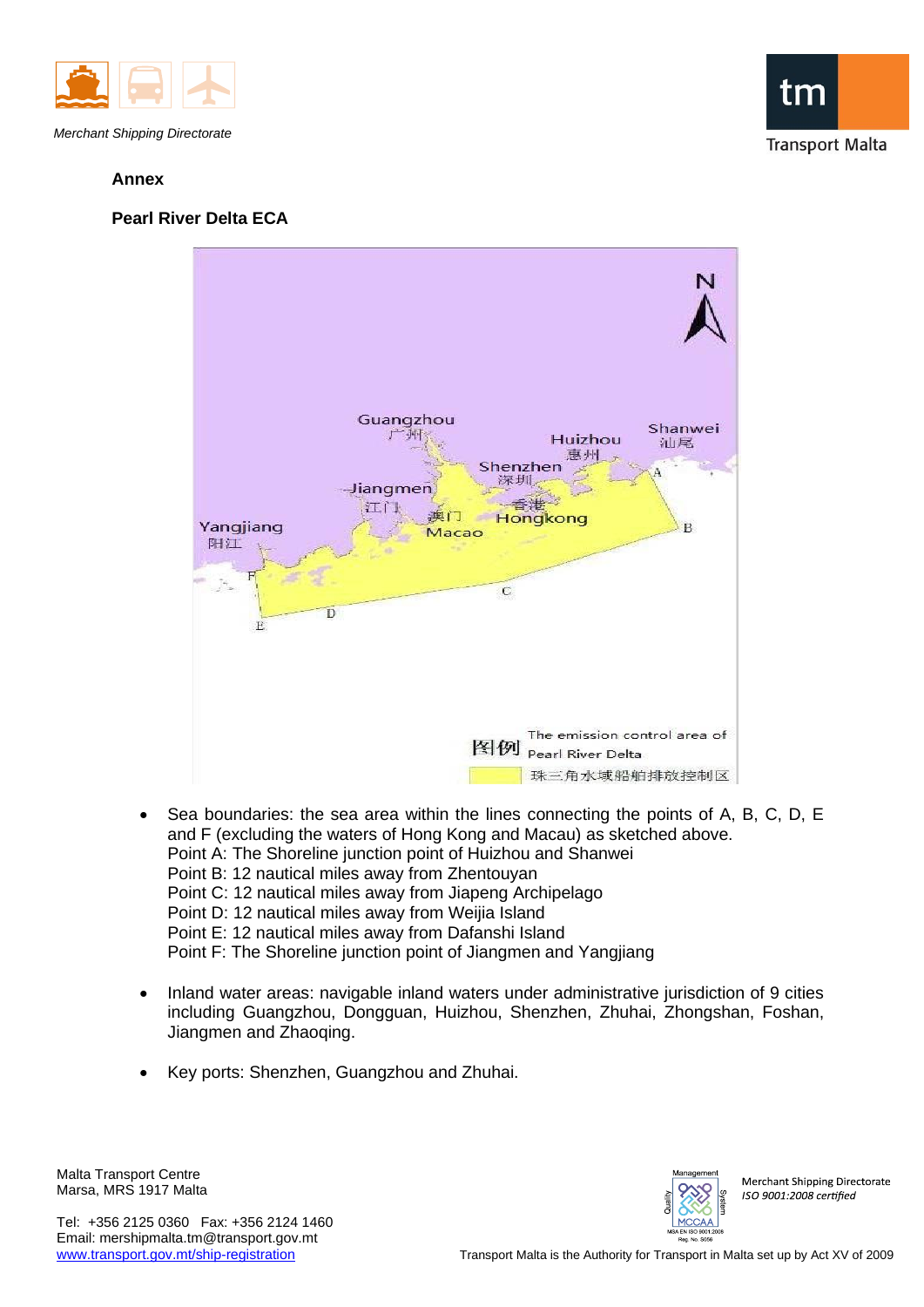**Annex**

**Pearl River Delta ECA**

- Sea boundaries: the sea area within the lines connecting the points of A, B, C, D, E and F (excluding the waters of Hong Kong and Macau) as sketched above.
  Point A: The Shoreline junction point of Huizhou and Shanwei
  Point B: 12 nautical miles away from Zhentouyan
  Point C: 12 nautical miles away from Jiapeng Archipelago
  Point D: 12 nautical miles away from Weijia Island
  Point E: 12 nautical miles away from Dafanshi Island
  Point F: The Shoreline junction point of Jiangmen and Yangjiang

- Inland water areas: navigable inland waters under administrative jurisdiction of 9 cities including Guangzhou, Dongguan, Huizhou, Shenzhen, Zhuhai, Zhongshan, Foshan, Jiangmen and Zhaoqing.

- Key ports: Shenzhen, Guangzhou and Zhuhai.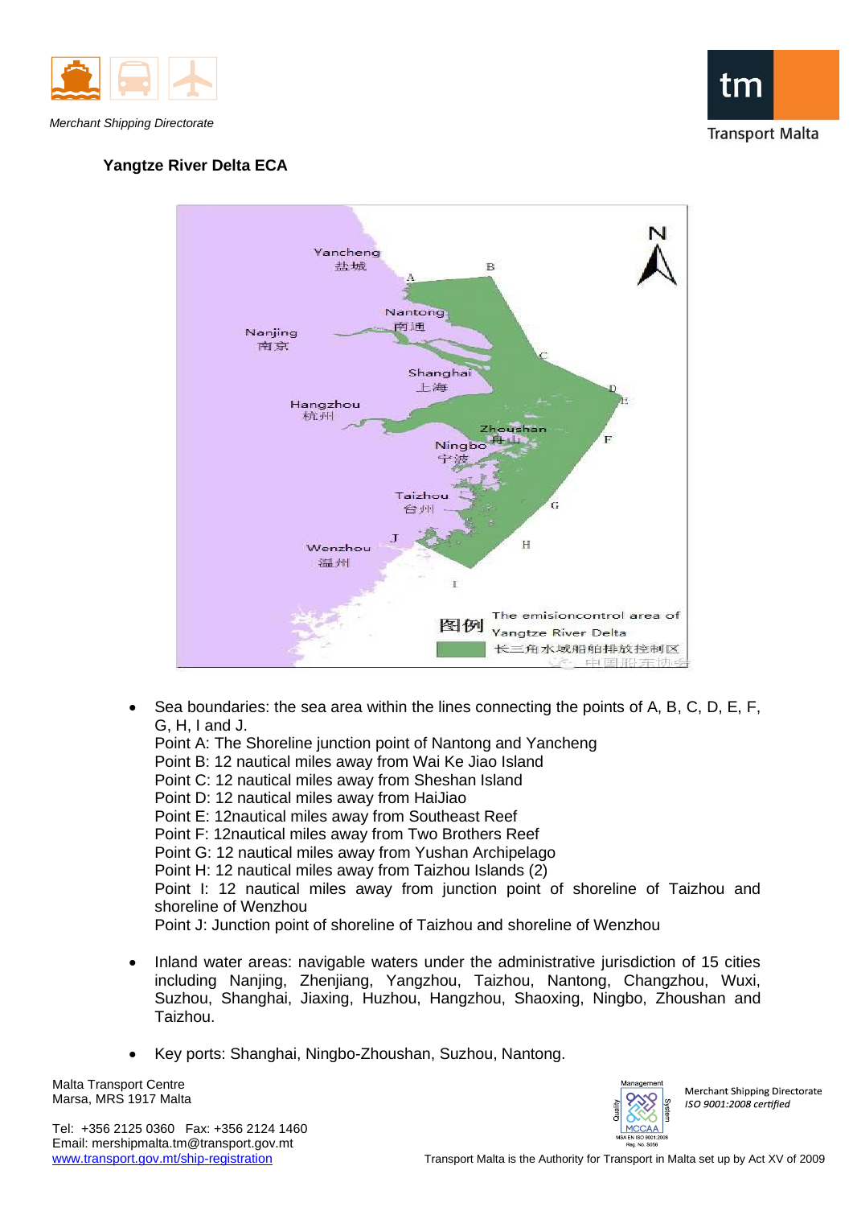### Yangtze River Delta ECA

- Sea boundaries: the sea area within the lines connecting the points of A, B, C, D, E, F, G, H, I and J.
  Point A: The Shoreline junction point of Nantong and Yancheng
  Point B: 12 nautical miles away from Wai Ke Jiao Island
  Point C: 12 nautical miles away from Sheshan Island
  Point D: 12 nautical miles away from HaiJiao
  Point E: 12nautical miles away from Southeast Reef
  Point F: 12nautical miles away from Two Brothers Reef
  Point G: 12 nautical miles away from Yushan Archipelago
  Point H: 12 nautical miles away from Taizhou Islands (2)
  Point I: 12 nautical miles away from junction point of shoreline of Taizhou and shoreline of Wenzhou
  Point J: Junction point of shoreline of Taizhou and shoreline of Wenzhou

- Inland water areas: navigable waters under the administrative jurisdiction of 15 cities including Nanjing, Zhenjiang, Yangzhou, Taizhou, Nantong, Changzhou, Wuxi, Suzhou, Shanghai, Jiaxing, Huzhou, Hangzhou, Shaoxing, Ningbo, Zhoushan and Taizhou.

- Key ports: Shanghai, Ningbo-Zhoushan, Suzhou, Nantong.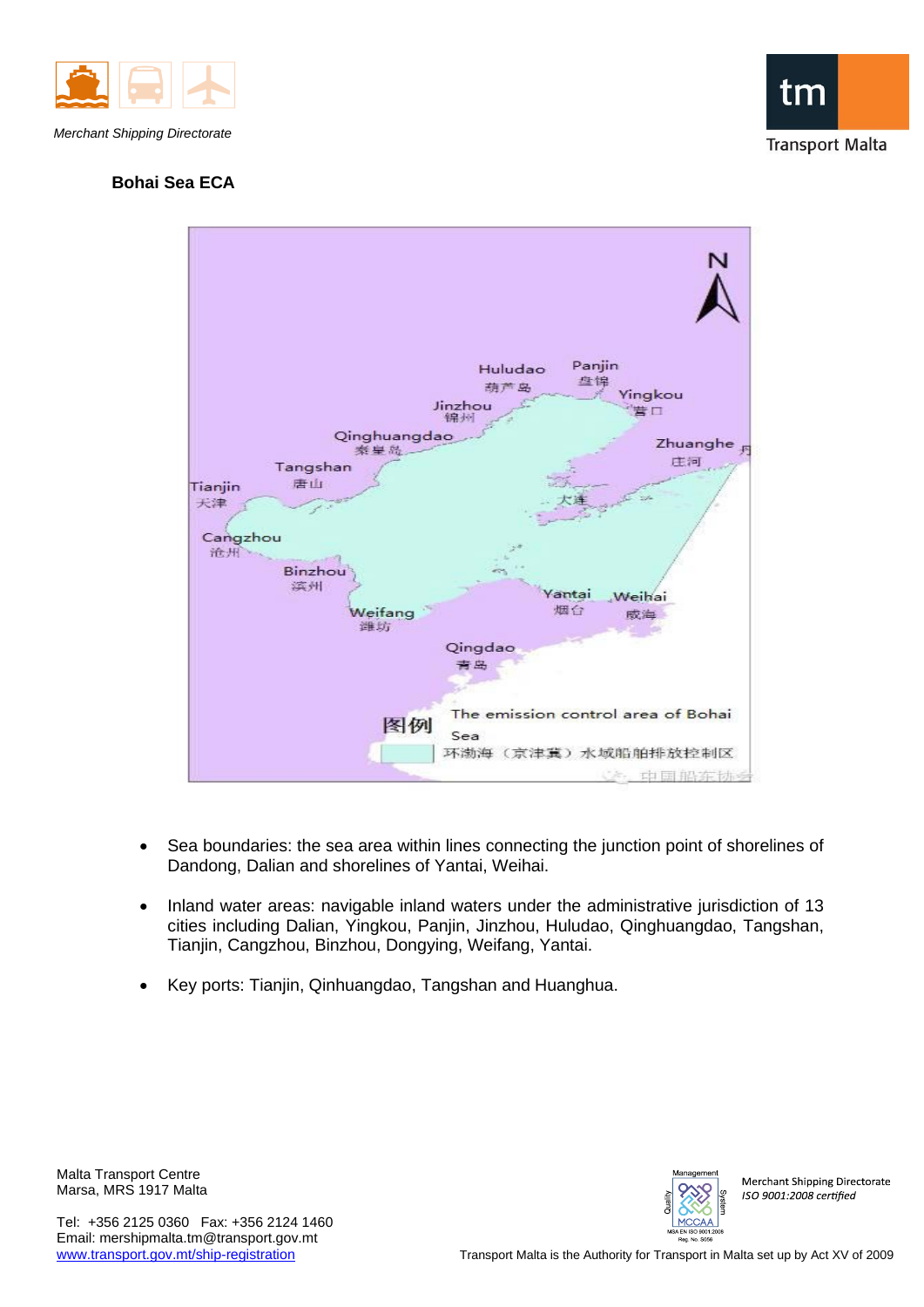## Bohai Sea ECA

N

Huludao
葫芦岛

Panjin
盘锦

Yingkou
营口

Jinzhou
锦州

Qinghuangdao
秦皇岛

Zhuanghe
庄河

Tangshan
唐山

Tianjin
天津

大连

Cangzhou
沧州

Binzhou
滨州

Yantai
烟台

Weihai
威海

Weifang
潍坊

Qingdao
青岛

图例

The emission control area of Bohai Sea

环渤海（京津冀）水域船舶排放控制区

中国船东协会

- Sea boundaries: the sea area within lines connecting the junction point of shorelines of Dandong, Dalian and shorelines of Yantai, Weihai.
- Inland water areas: navigable inland waters under the administrative jurisdiction of 13 cities including Dalian, Yingkou, Panjin, Jinzhou, Huludao, Qinghuangdao, Tangshan, Tianjin, Cangzhou, Binzhou, Dongying, Weifang, Yantai.
- Key ports: Tianjin, Qinhuangdao, Tangshan and Huanghua.